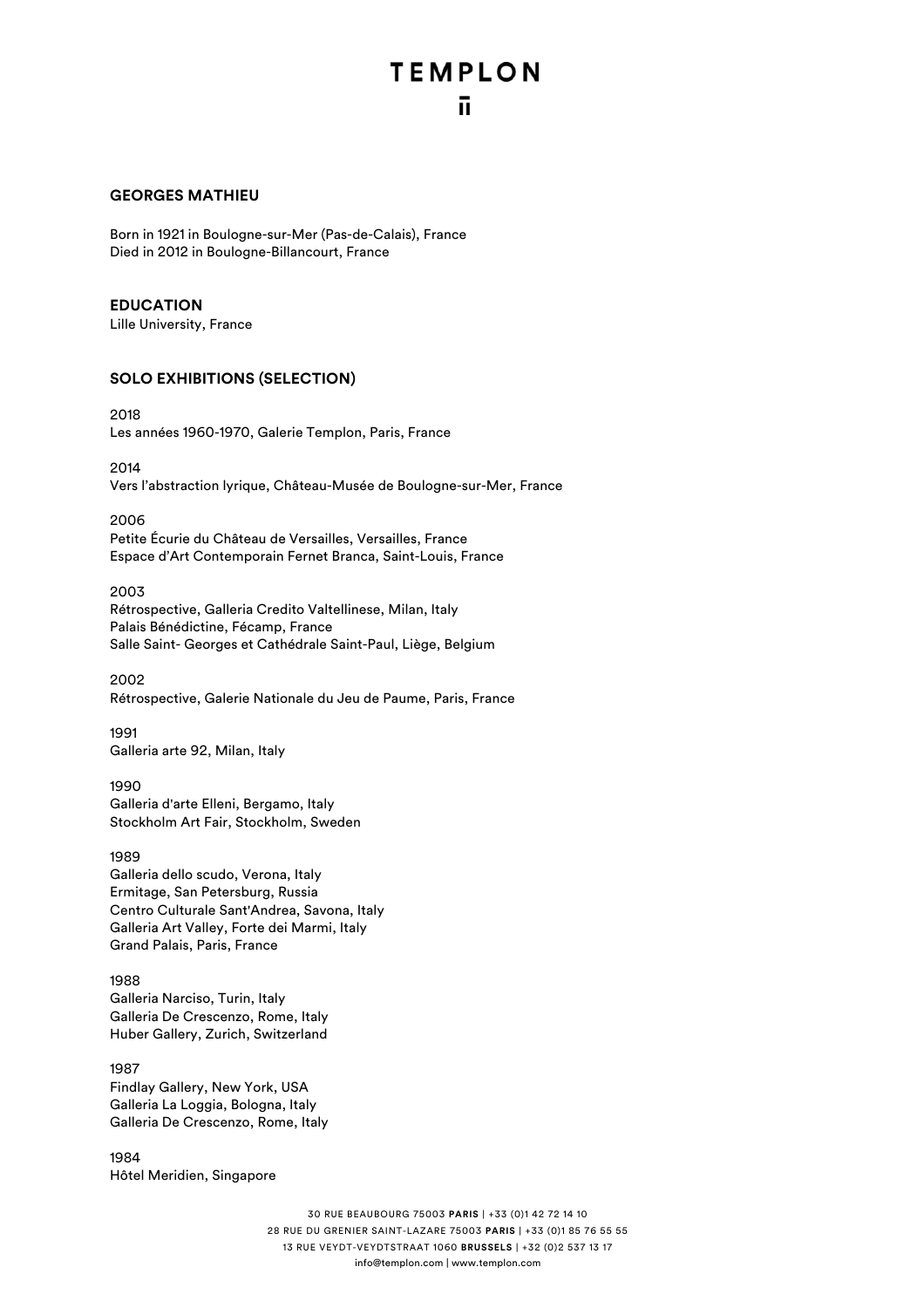# GEORGES MATHIEU

Born in 1921 in Boulogne-sur-Mer (Pas-de-Calais), France
Died in 2012 in Boulogne-Billancourt, France

## EDUCATION

Lille University, France

## SOLO EXHIBITIONS (SELECTION)

2018
Les années 1960-1970, Galerie Templon, Paris, France

2014
Vers l'abstraction lyrique, Château-Musée de Boulogne-sur-Mer, France

2006
Petite Écurie du Château de Versailles, Versailles, France
Espace d'Art Contemporain Fernet Branca, Saint-Louis, France

2003
Rétrospective, Galleria Credito Valtellinese, Milan, Italy
Palais Bénédictine, Fécamp, France
Salle Saint- Georges et Cathédrale Saint-Paul, Liège, Belgium

2002
Rétrospective, Galerie Nationale du Jeu de Paume, Paris, France

1991
Galleria arte 92, Milan, Italy

1990
Galleria d'arte Elleni, Bergamo, Italy
Stockholm Art Fair, Stockholm, Sweden

1989
Galleria dello scudo, Verona, Italy
Ermitage, San Petersburg, Russia
Centro Culturale Sant'Andrea, Savona, Italy
Galleria Art Valley, Forte dei Marmi, Italy
Grand Palais, Paris, France

1988
Galleria Narciso, Turin, Italy
Galleria De Crescenzo, Rome, Italy
Huber Gallery, Zurich, Switzerland

1987
Findlay Gallery, New York, USA
Galleria La Loggia, Bologna, Italy
Galleria De Crescenzo, Rome, Italy

1984
Hôtel Meridien, Singapore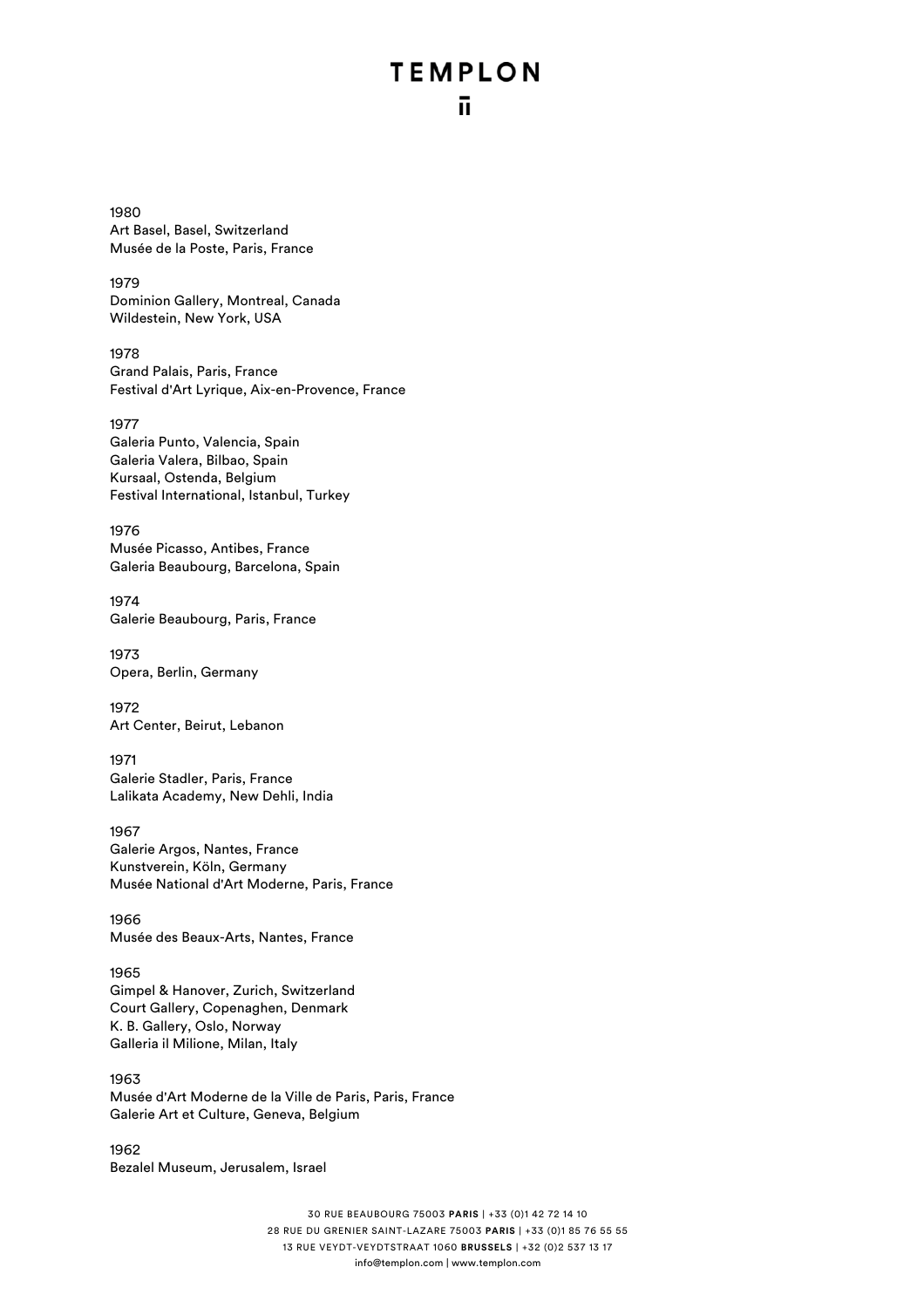1980
Art Basel, Basel, Switzerland
Musée de la Poste, Paris, France

1979
Dominion Gallery, Montreal, Canada
Wildestein, New York, USA

1978
Grand Palais, Paris, France
Festival d'Art Lyrique, Aix-en-Provence, France

1977
Galeria Punto, Valencia, Spain
Galeria Valera, Bilbao, Spain
Kursaal, Ostenda, Belgium
Festival International, Istanbul, Turkey

1976
Musée Picasso, Antibes, France
Galeria Beaubourg, Barcelona, Spain

1974
Galerie Beaubourg, Paris, France

1973
Opera, Berlin, Germany

1972
Art Center, Beirut, Lebanon

1971
Galerie Stadler, Paris, France
Lalikata Academy, New Dehli, India

1967
Galerie Argos, Nantes, France
Kunstverein, Köln, Germany
Musée National d'Art Moderne, Paris, France

1966
Musée des Beaux-Arts, Nantes, France

1965
Gimpel & Hanover, Zurich, Switzerland
Court Gallery, Copenaghen, Denmark
K. B. Gallery, Oslo, Norway
Galleria il Milione, Milan, Italy

1963
Musée d'Art Moderne de la Ville de Paris, Paris, France
Galerie Art et Culture, Geneva, Belgium

1962
Bezalel Museum, Jerusalem, Israel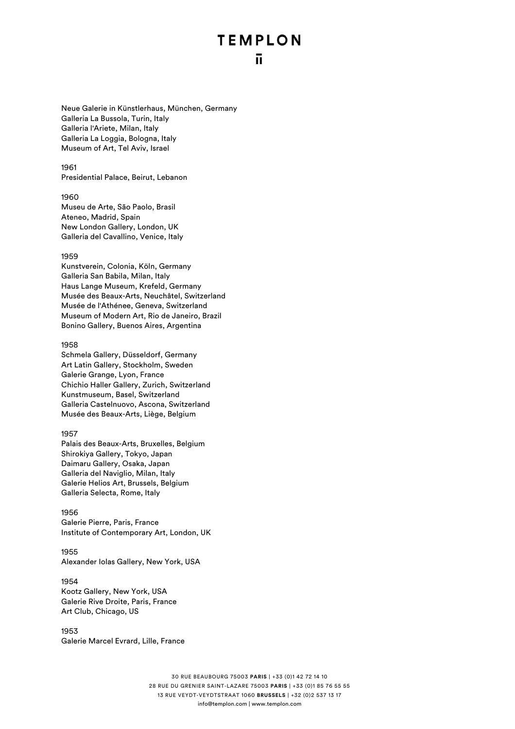Neue Galerie in Künstlerhaus, München, Germany
Galleria La Bussola, Turin, Italy
Galleria l'Ariete, Milan, Italy
Galleria La Loggia, Bologna, Italy
Museum of Art, Tel Aviv, Israel

1961
Presidential Palace, Beirut, Lebanon

1960
Museu de Arte, São Paolo, Brasil
Ateneo, Madrid, Spain
New London Gallery, London, UK
Galleria del Cavallino, Venice, Italy

1959
Kunstverein, Colonia, Köln, Germany
Galleria San Babila, Milan, Italy
Haus Lange Museum, Krefeld, Germany
Musée des Beaux-Arts, Neuchâtel, Switzerland
Musée de l'Athénee, Geneva, Switzerland
Museum of Modern Art, Rio de Janeiro, Brazil
Bonino Gallery, Buenos Aires, Argentina

1958
Schmela Gallery, Düsseldorf, Germany
Art Latin Gallery, Stockholm, Sweden
Galerie Grange, Lyon, France
Chichio Haller Gallery, Zurich, Switzerland
Kunstmuseum, Basel, Switzerland
Galleria Castelnuovo, Ascona, Switzerland
Musée des Beaux-Arts, Liège, Belgium

1957
Palais des Beaux-Arts, Bruxelles, Belgium
Shirokiya Gallery, Tokyo, Japan
Daimaru Gallery, Osaka, Japan
Galleria del Naviglio, Milan, Italy
Galerie Helios Art, Brussels, Belgium
Galleria Selecta, Rome, Italy

1956
Galerie Pierre, Paris, France
Institute of Contemporary Art, London, UK

1955
Alexander Iolas Gallery, New York, USA

1954
Kootz Gallery, New York, USA
Galerie Rive Droite, Paris, France
Art Club, Chicago, US

1953
Galerie Marcel Evrard, Lille, France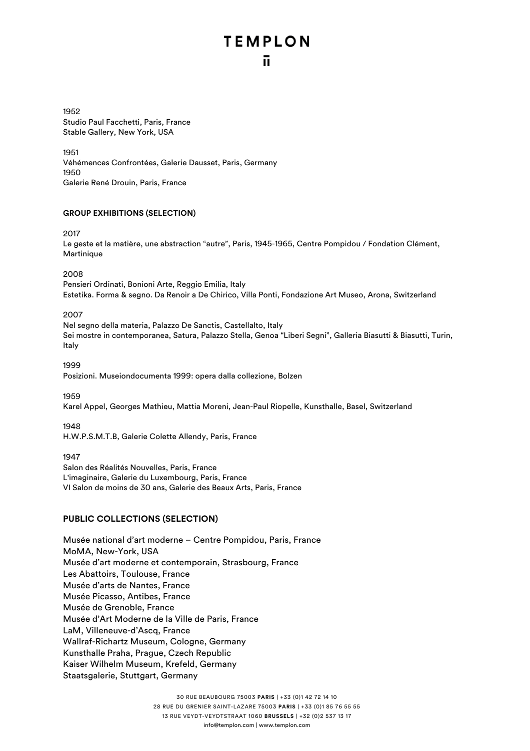1952
Studio Paul Facchetti, Paris, France
Stable Gallery, New York, USA

1951
Véhémences Confrontées, Galerie Dausset, Paris, Germany
1950
Galerie René Drouin, Paris, France

### GROUP EXHIBITIONS (SELECTION)

2017
Le geste et la matière, une abstraction “autre”, Paris, 1945-1965, Centre Pompidou / Fondation Clément, Martinique

2008
Pensieri Ordinati, Bonioni Arte, Reggio Emilia, Italy
Estetika. Forma & segno. Da Renoir a De Chirico, Villa Ponti, Fondazione Art Museo, Arona, Switzerland

2007
Nel segno della materia, Palazzo De Sanctis, Castellalto, Italy
Sei mostre in contemporanea, Satura, Palazzo Stella, Genoa “Liberi Segni”, Galleria Biasutti & Biasutti, Turin, Italy

1999
Posizioni. Museiondocumenta 1999: opera dalla collezione, Bolzen

1959
Karel Appel, Georges Mathieu, Mattia Moreni, Jean-Paul Riopelle, Kunsthalle, Basel, Switzerland

1948
H.W.P.S.M.T.B, Galerie Colette Allendy, Paris, France

1947
Salon des Réalités Nouvelles, Paris, France
L'imaginaire, Galerie du Luxembourg, Paris, France
VI Salon de moins de 30 ans, Galerie des Beaux Arts, Paris, France

## PUBLIC COLLECTIONS (SELECTION)

Musée national d’art moderne – Centre Pompidou, Paris, France
MoMA, New-York, USA
Musée d’art moderne et contemporain, Strasbourg, France
Les Abattoirs, Toulouse, France
Musée d’arts de Nantes, France
Musée Picasso, Antibes, France
Musée de Grenoble, France
Musée d’Art Moderne de la Ville de Paris, France
LaM, Villeneuve-d’Ascq, France
Wallraf-Richartz Museum, Cologne, Germany
Kunsthalle Praha, Prague, Czech Republic
Kaiser Wilhelm Museum, Krefeld, Germany
Staatsgalerie, Stuttgart, Germany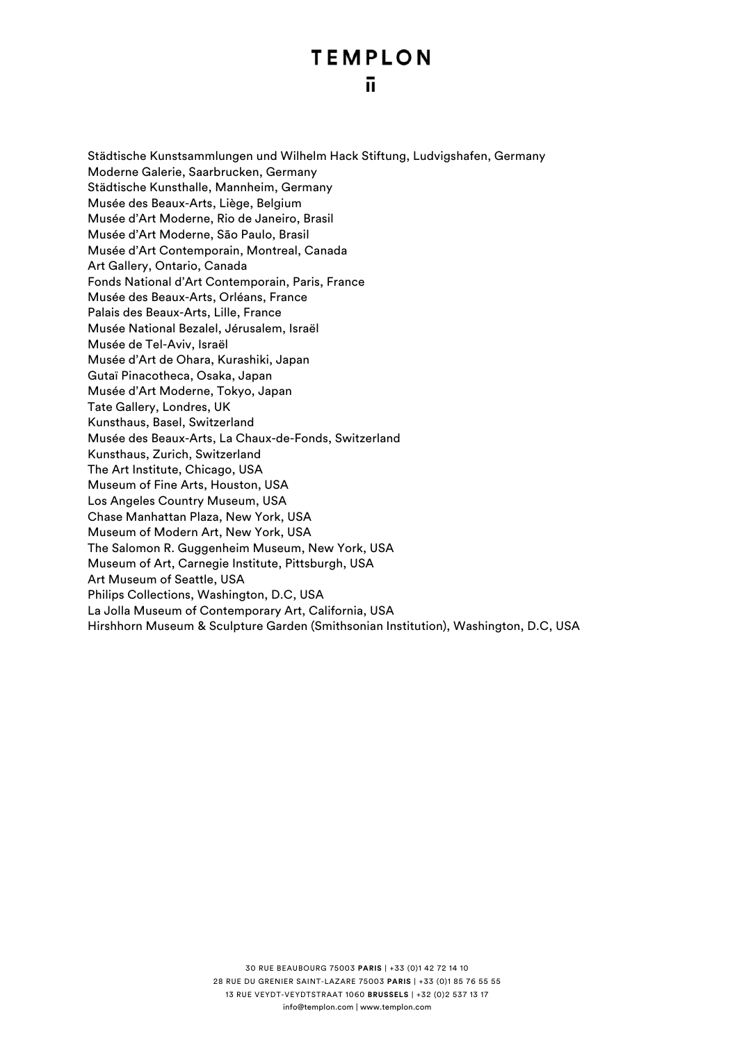Städtische Kunstsammlungen und Wilhelm Hack Stiftung, Ludvigshafen, Germany
Moderne Galerie, Saarbrucken, Germany
Städtische Kunsthalle, Mannheim, Germany
Musée des Beaux-Arts, Liège, Belgium
Musée d'Art Moderne, Rio de Janeiro, Brasil
Musée d'Art Moderne, São Paulo, Brasil
Musée d'Art Contemporain, Montreal, Canada
Art Gallery, Ontario, Canada
Fonds National d'Art Contemporain, Paris, France
Musée des Beaux-Arts, Orléans, France
Palais des Beaux-Arts, Lille, France
Musée National Bezalel, Jérusalem, Israël
Musée de Tel-Aviv, Israël
Musée d'Art de Ohara, Kurashiki, Japan
Gutaï Pinacotheca, Osaka, Japan
Musée d'Art Moderne, Tokyo, Japan
Tate Gallery, Londres, UK
Kunsthaus, Basel, Switzerland
Musée des Beaux-Arts, La Chaux-de-Fonds, Switzerland
Kunsthaus, Zurich, Switzerland
The Art Institute, Chicago, USA
Museum of Fine Arts, Houston, USA
Los Angeles Country Museum, USA
Chase Manhattan Plaza, New York, USA
Museum of Modern Art, New York, USA
The Salomon R. Guggenheim Museum, New York, USA
Museum of Art, Carnegie Institute, Pittsburgh, USA
Art Museum of Seattle, USA
Philips Collections, Washington, D.C, USA
La Jolla Museum of Contemporary Art, California, USA
Hirshhorn Museum & Sculpture Garden (Smithsonian Institution), Washington, D.C, USA